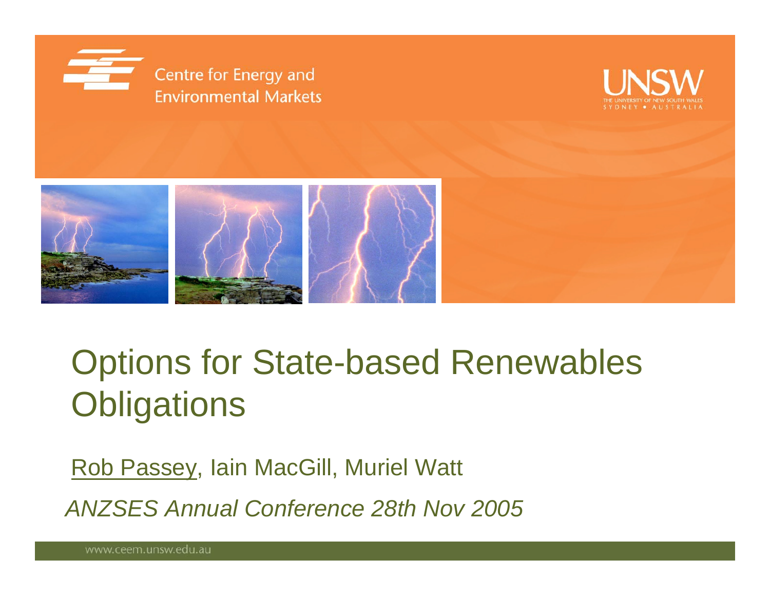Centre for Energy and Environmental Markets

UNSW THE UNIVERSITY OF NEW SOUTH WALES SYDNEY • AUSTRALIA

# Options for State-based Renewables Obligations

Rob Passey, Iain MacGill, Muriel Watt

*ANZSES Annual Conference 28th Nov 2005*

www.ceem.unsw.edu.au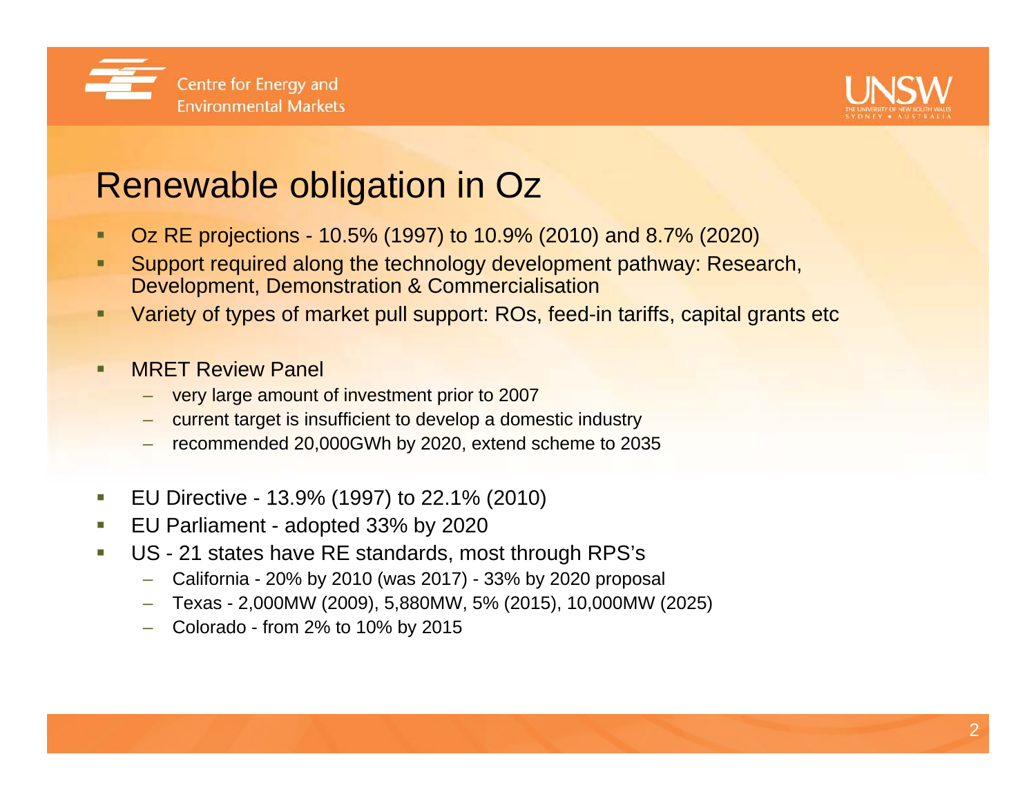# Renewable obligation in Oz

- Oz RE projections - 10.5% (1997) to 10.9% (2010) and 8.7% (2020)
- Support required along the technology development pathway: Research, Development, Demonstration & Commercialisation
- Variety of types of market pull support: ROs, feed-in tariffs, capital grants etc

- MRET Review Panel
  - very large amount of investment prior to 2007
  - current target is insufficient to develop a domestic industry
  - recommended 20,000GWh by 2020, extend scheme to 2035

- EU Directive - 13.9% (1997) to 22.1% (2010)
- EU Parliament - adopted 33% by 2020
- US - 21 states have RE standards, most through RPS's
  - California - 20% by 2010 (was 2017) - 33% by 2020 proposal
  - Texas - 2,000MW (2009), 5,880MW, 5% (2015), 10,000MW (2025)
  - Colorado - from 2% to 10% by 2015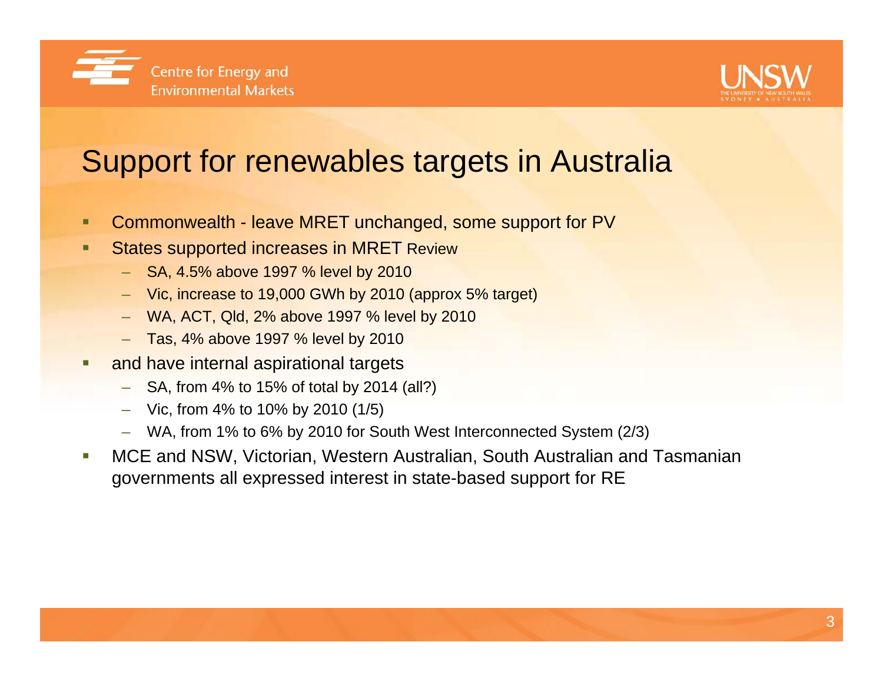# Support for renewables targets in Australia

- Commonwealth - leave MRET unchanged, some support for PV
- States supported increases in MRET Review
  - SA, 4.5% above 1997 % level by 2010
  - Vic, increase to 19,000 GWh by 2010 (approx 5% target)
  - WA, ACT, Qld, 2% above 1997 % level by 2010
  - Tas, 4% above 1997 % level by 2010
- and have internal aspirational targets
  - SA, from 4% to 15% of total by 2014 (all?)
  - Vic, from 4% to 10% by 2010 (1/5)
  - WA, from 1% to 6% by 2010 for South West Interconnected System (2/3)
- MCE and NSW, Victorian, Western Australian, South Australian and Tasmanian governments all expressed interest in state-based support for RE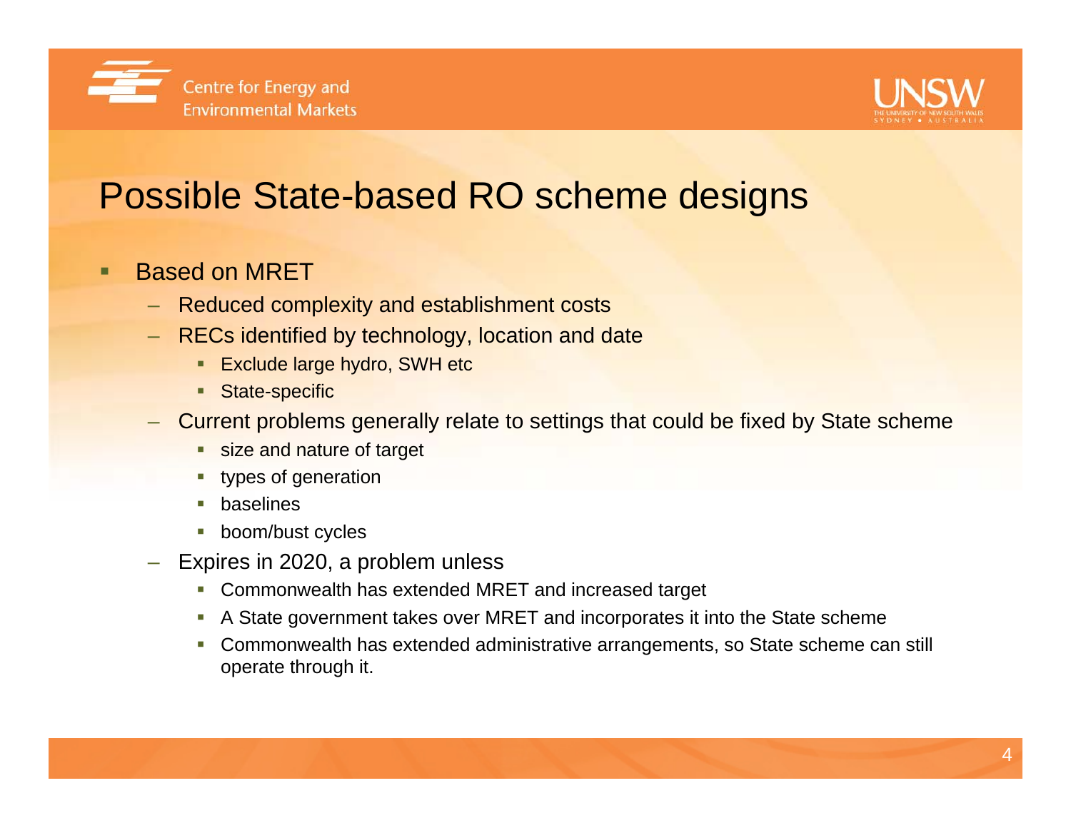# Possible State-based RO scheme designs

- Based on MRET
  - Reduced complexity and establishment costs
  - RECs identified by technology, location and date
    - Exclude large hydro, SWH etc
    - State-specific
  - Current problems generally relate to settings that could be fixed by State scheme
    - size and nature of target
    - types of generation
    - baselines
    - boom/bust cycles
  - Expires in 2020, a problem unless
    - Commonwealth has extended MRET and increased target
    - A State government takes over MRET and incorporates it into the State scheme
    - Commonwealth has extended administrative arrangements, so State scheme can still operate through it.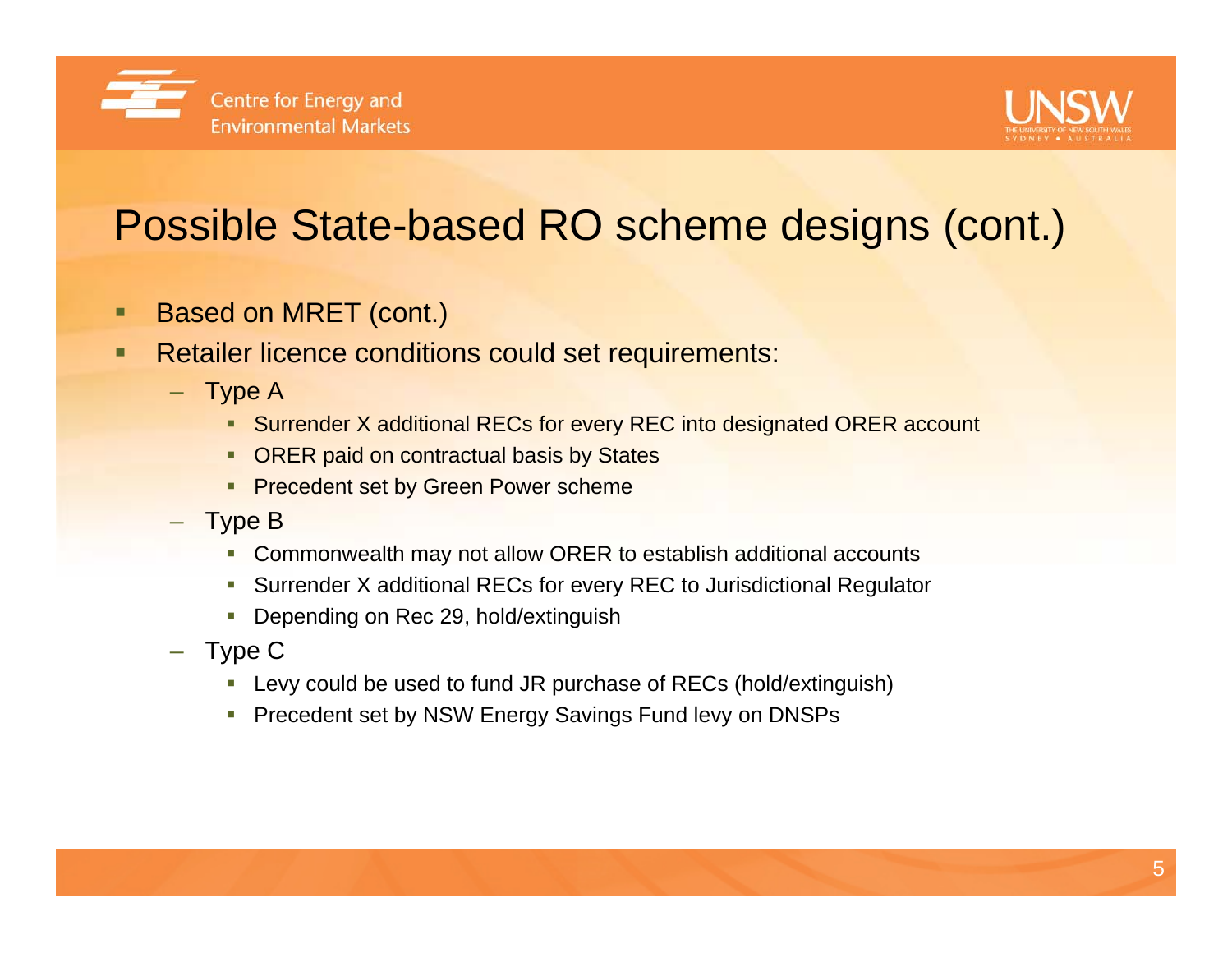# Possible State-based RO scheme designs (cont.)

- Based on MRET (cont.)
- Retailer licence conditions could set requirements:
  - Type A
    - Surrender X additional RECs for every REC into designated ORER account
    - ORER paid on contractual basis by States
    - Precedent set by Green Power scheme
  - Type B
    - Commonwealth may not allow ORER to establish additional accounts
    - Surrender X additional RECs for every REC to Jurisdictional Regulator
    - Depending on Rec 29, hold/extinguish
  - Type C
    - Levy could be used to fund JR purchase of RECs (hold/extinguish)
    - Precedent set by NSW Energy Savings Fund levy on DNSPs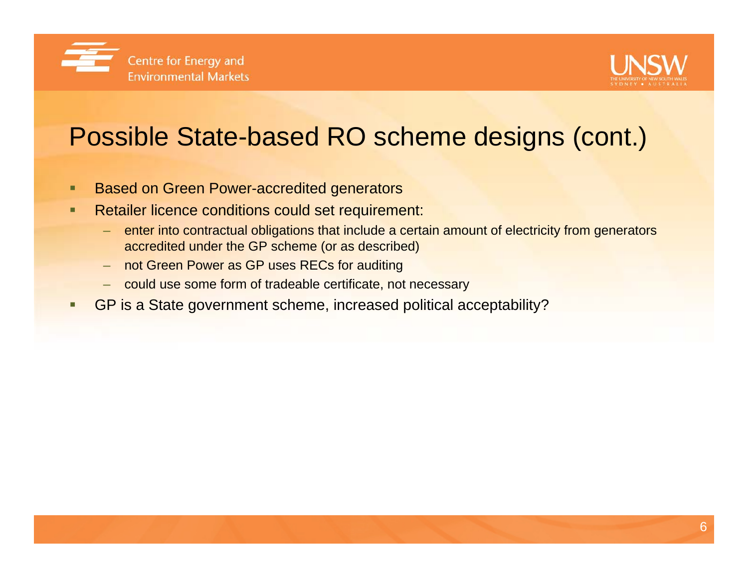# Possible State-based RO scheme designs (cont.)

- Based on Green Power-accredited generators
- Retailer licence conditions could set requirement:
  - enter into contractual obligations that include a certain amount of electricity from generators accredited under the GP scheme (or as described)
  - not Green Power as GP uses RECs for auditing
  - could use some form of tradeable certificate, not necessary
- GP is a State government scheme, increased political acceptability?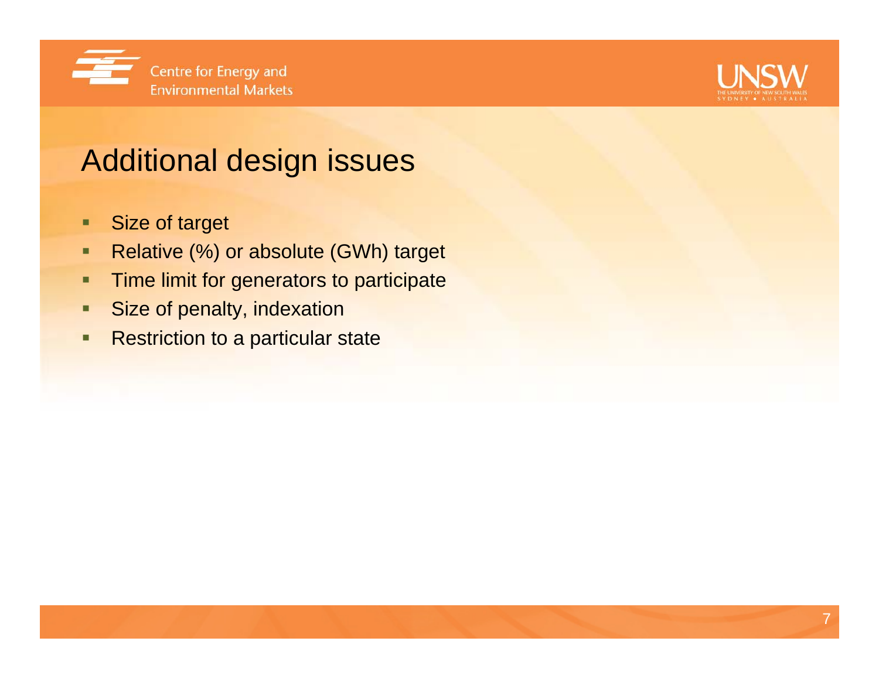# Additional design issues

- Size of target
- Relative (%) or absolute (GWh) target
- Time limit for generators to participate
- Size of penalty, indexation
- Restriction to a particular state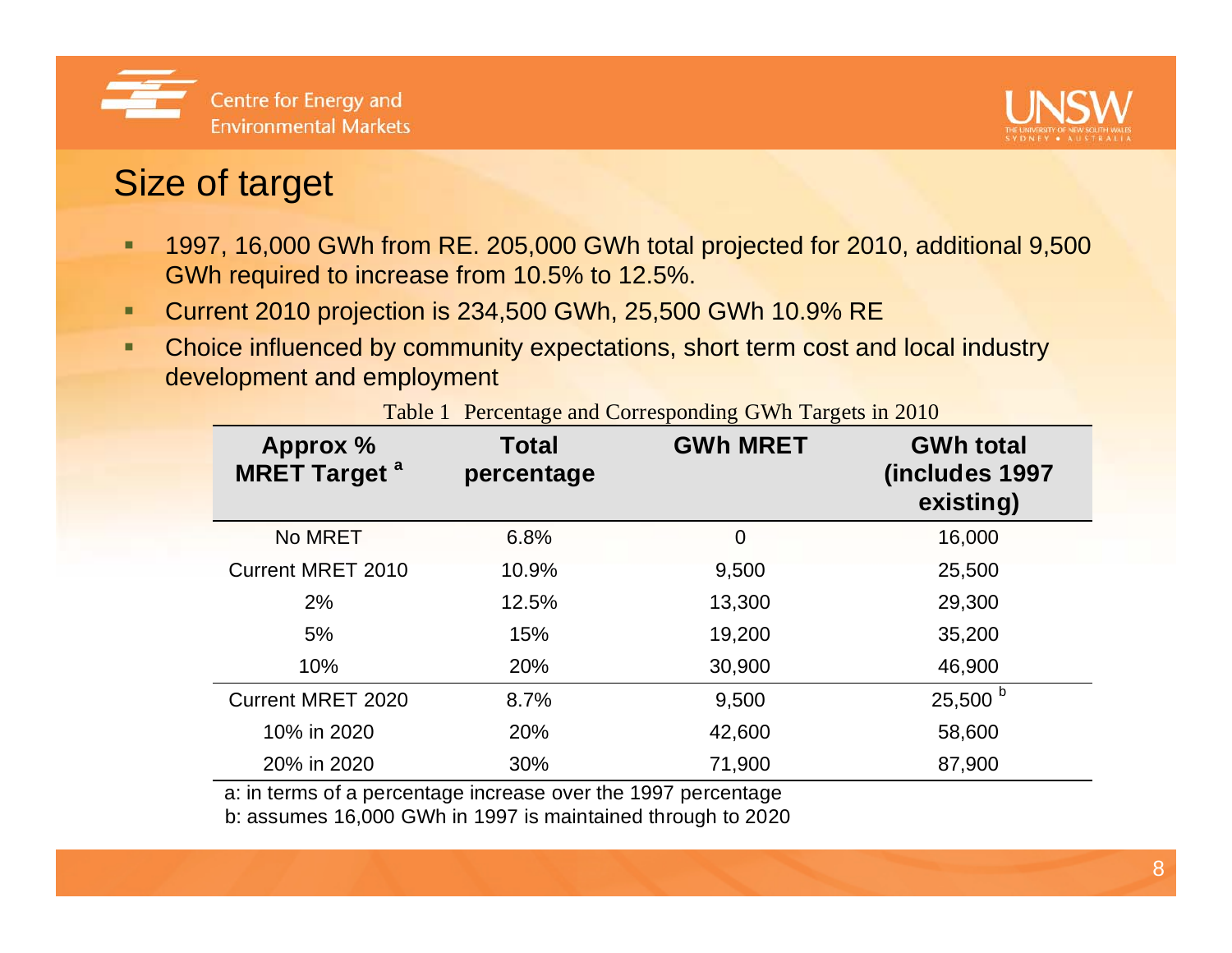# Size of target

- 1997, 16,000 GWh from RE. 205,000 GWh total projected for 2010, additional 9,500 GWh required to increase from 10.5% to 12.5%.
- Current 2010 projection is 234,500 GWh, 25,500 GWh 10.9% RE
- Choice influenced by community expectations, short term cost and local industry development and employment

Table 1 Percentage and Corresponding GWh Targets in 2010

| Approx % MRET Target [a] | Total percentage | GWh MRET | GWh total (includes 1997 existing) |
|---|---|---|---|
| No MRET | 6.8% | 0 | 16,000 |
| Current MRET 2010 | 10.9% | 9,500 | 25,500 |
| 2% | 12.5% | 13,300 | 29,300 |
| 5% | 15% | 19,200 | 35,200 |
| 10% | 20% | 30,900 | 46,900 |
| Current MRET 2020 | 8.7% | 9,500 | 25,500 [b] |
| 10% in 2020 | 20% | 42,600 | 58,600 |
| 20% in 2020 | 30% | 71,900 | 87,900 |

a: in terms of a percentage increase over the 1997 percentage

b: assumes 16,000 GWh in 1997 is maintained through to 2020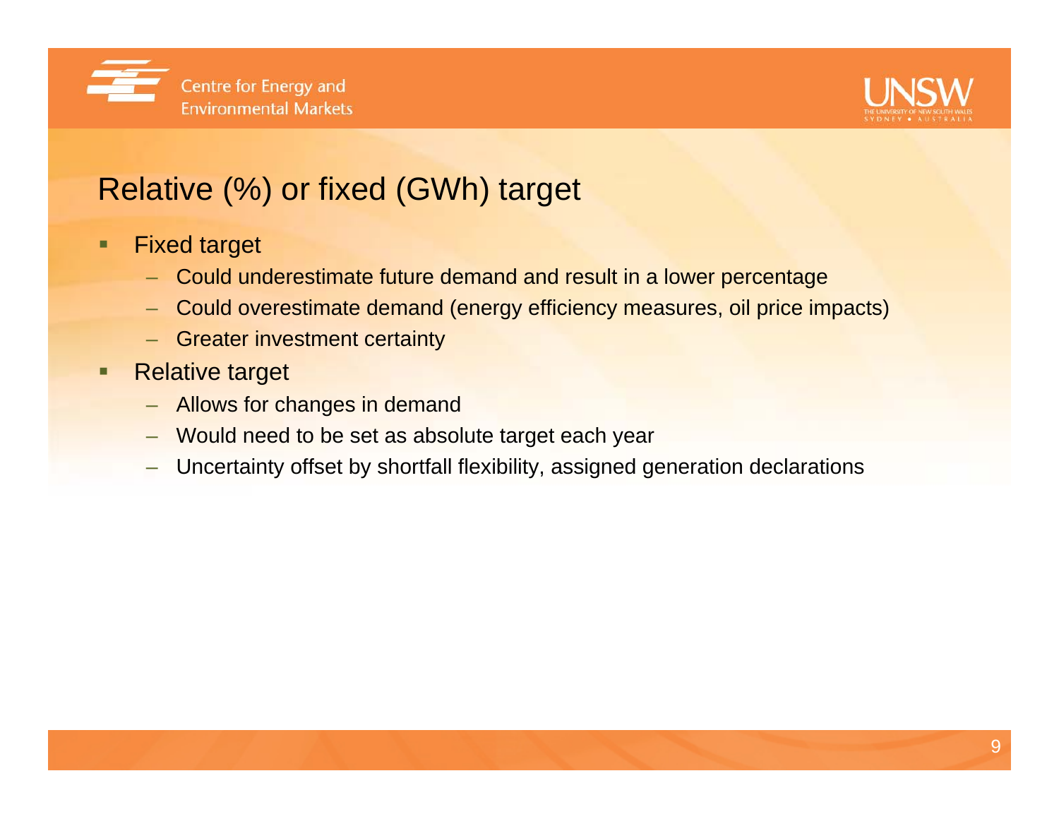## Relative (%) or fixed (GWh) target

- Fixed target
  - Could underestimate future demand and result in a lower percentage
  - Could overestimate demand (energy efficiency measures, oil price impacts)
  - Greater investment certainty
- Relative target
  - Allows for changes in demand
  - Would need to be set as absolute target each year
  - Uncertainty offset by shortfall flexibility, assigned generation declarations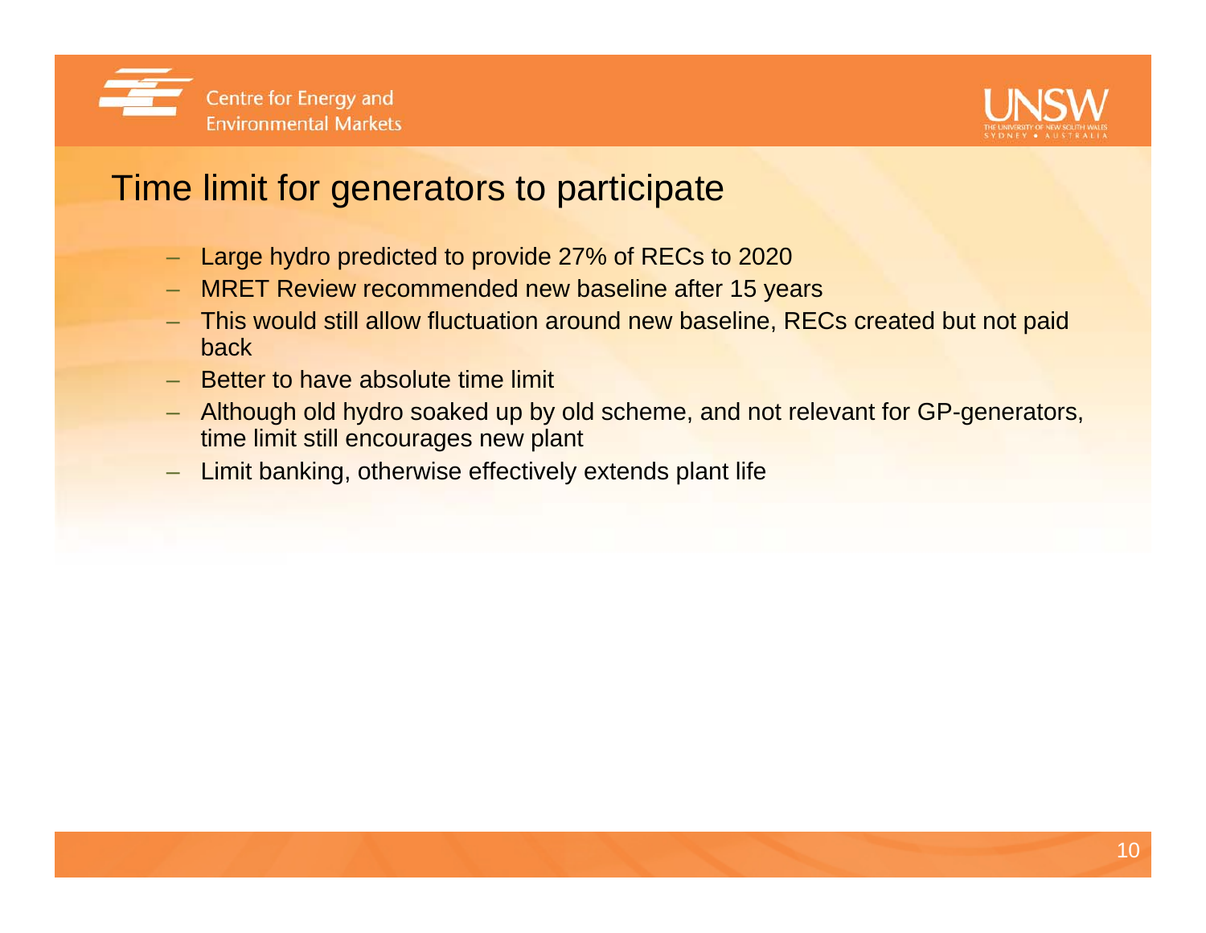# Time limit for generators to participate

- Large hydro predicted to provide 27% of RECs to 2020
- MRET Review recommended new baseline after 15 years
- This would still allow fluctuation around new baseline, RECs created but not paid back
- Better to have absolute time limit
- Although old hydro soaked up by old scheme, and not relevant for GP-generators, time limit still encourages new plant
- Limit banking, otherwise effectively extends plant life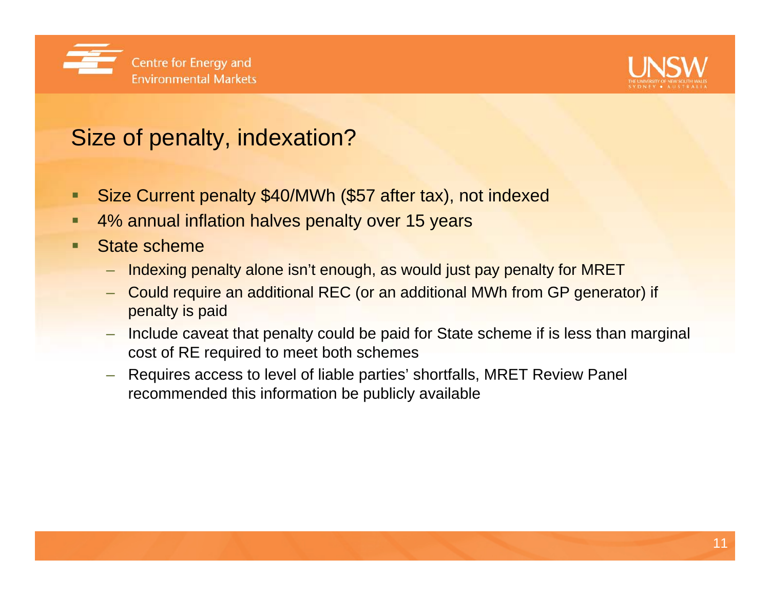## Size of penalty, indexation?

- Size Current penalty $40/MWh ($57 after tax), not indexed
- 4% annual inflation halves penalty over 15 years
- State scheme
  - Indexing penalty alone isn't enough, as would just pay penalty for MRET
  - Could require an additional REC (or an additional MWh from GP generator) if penalty is paid
  - Include caveat that penalty could be paid for State scheme if is less than marginal cost of RE required to meet both schemes
  - Requires access to level of liable parties' shortfalls, MRET Review Panel recommended this information be publicly available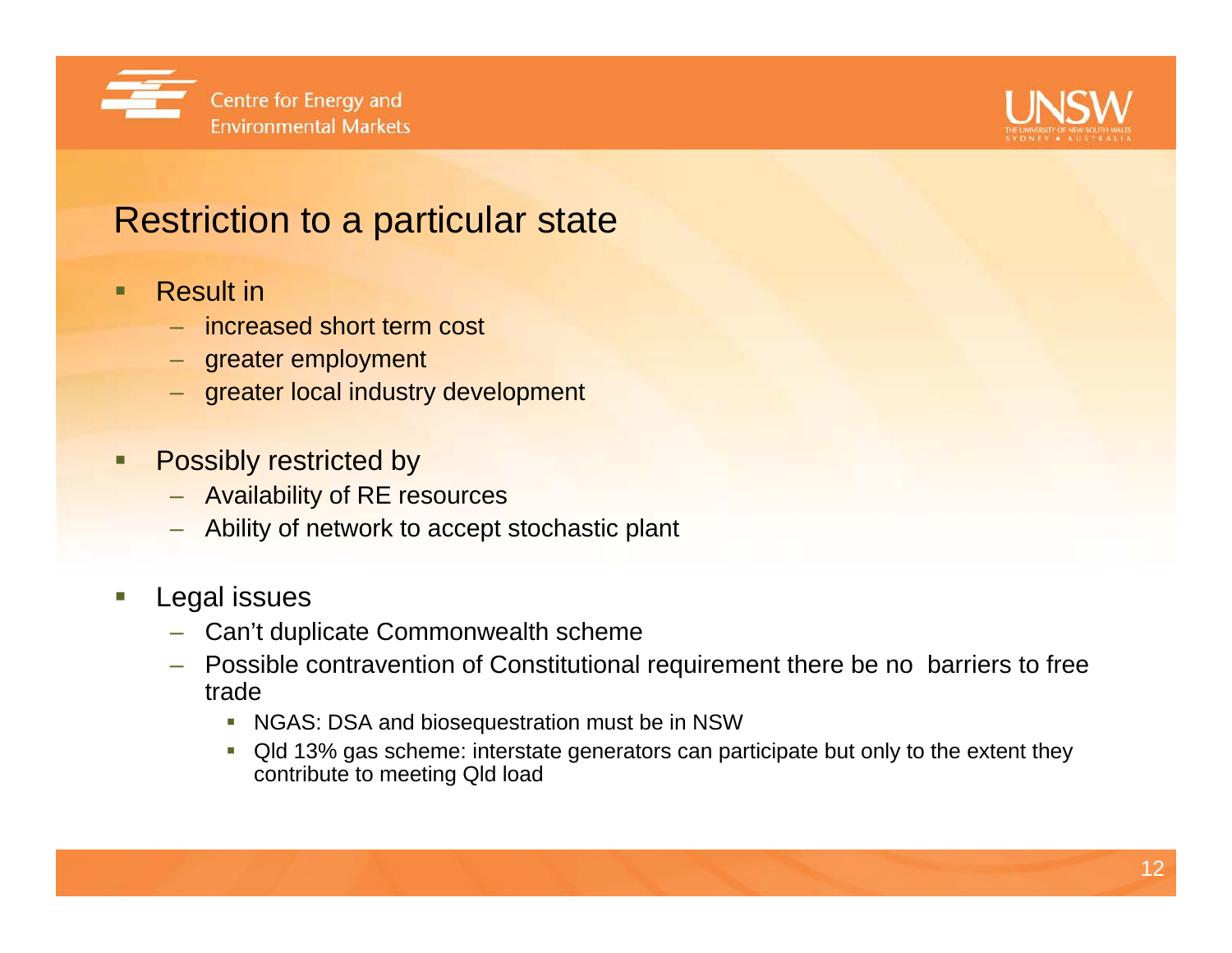## Restriction to a particular state

- Result in
  - increased short term cost
  - greater employment
  - greater local industry development

- Possibly restricted by
  - Availability of RE resources
  - Ability of network to accept stochastic plant

- Legal issues
  - Can't duplicate Commonwealth scheme
  - Possible contravention of Constitutional requirement there be no barriers to free trade
    - NGAS: DSA and biosequestration must be in NSW
    - Qld 13% gas scheme: interstate generators can participate but only to the extent they contribute to meeting Qld load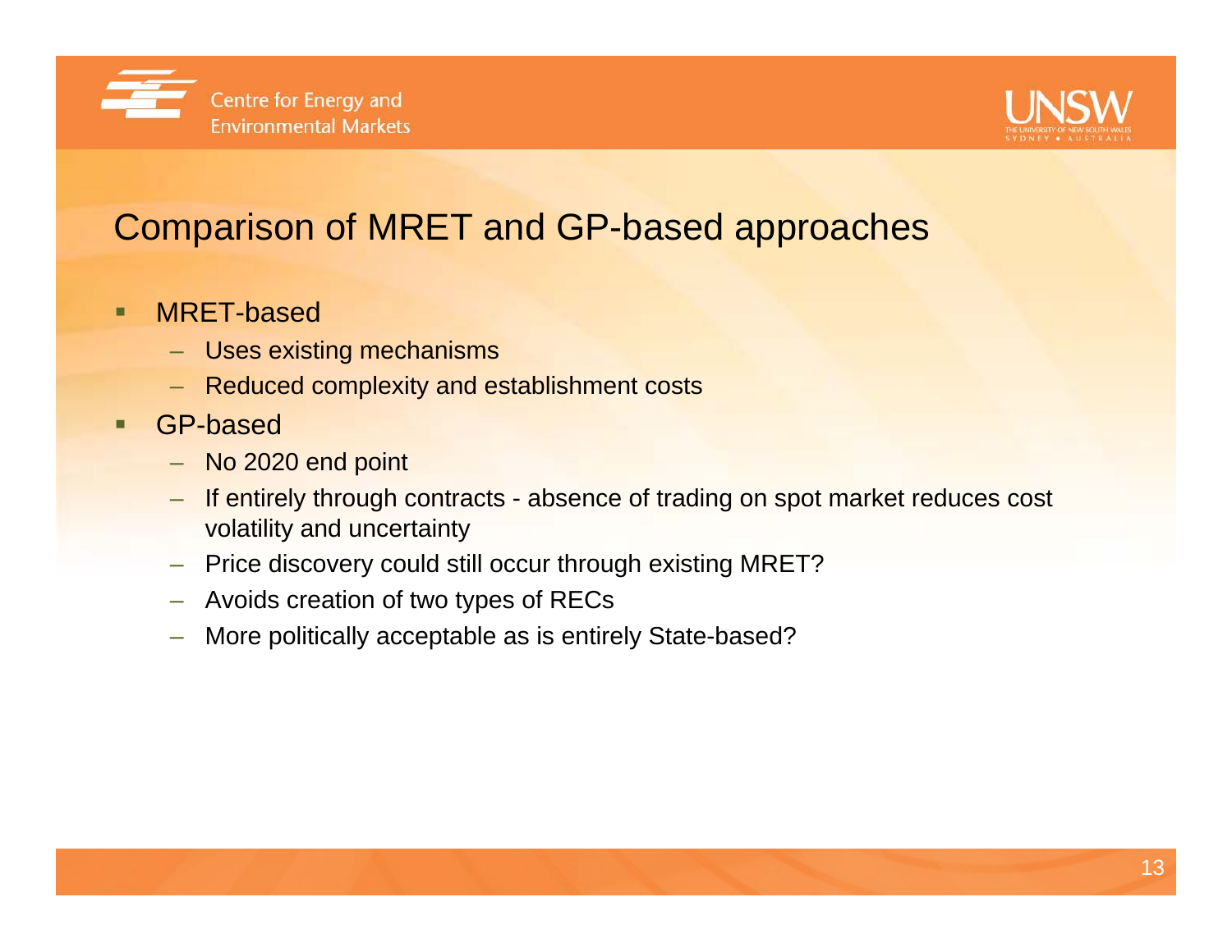# Comparison of MRET and GP-based approaches

- MRET-based
  - Uses existing mechanisms
  - Reduced complexity and establishment costs
- GP-based
  - No 2020 end point
  - If entirely through contracts - absence of trading on spot market reduces cost volatility and uncertainty
  - Price discovery could still occur through existing MRET?
  - Avoids creation of two types of RECs
  - More politically acceptable as is entirely State-based?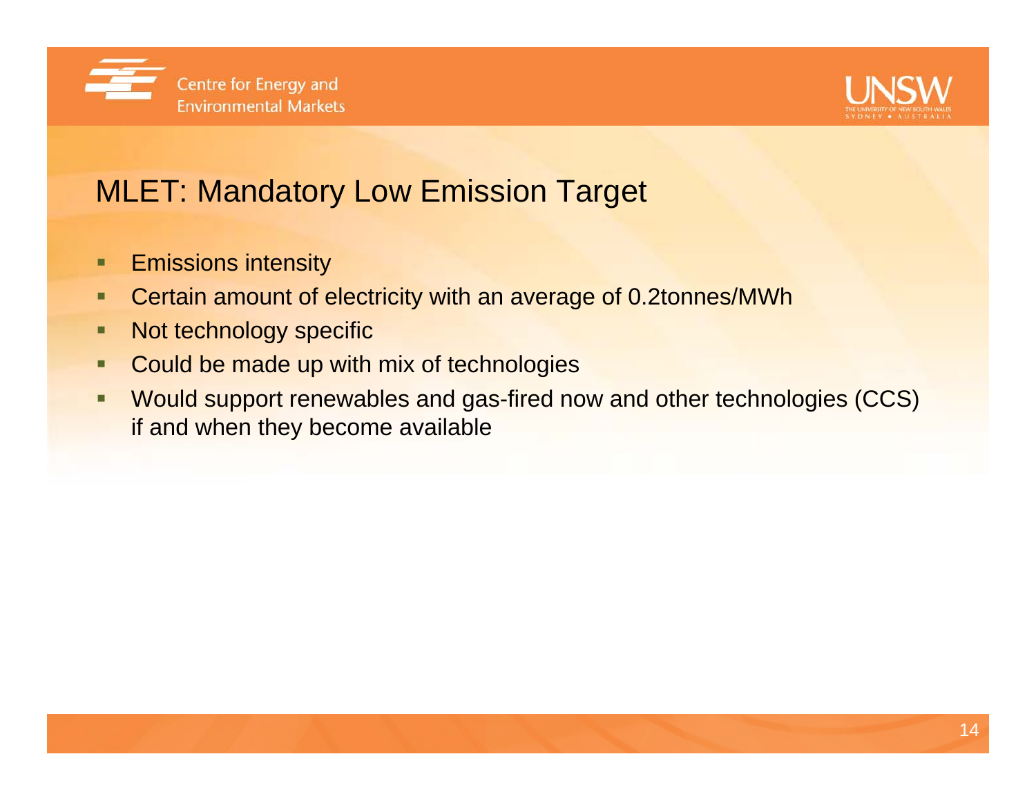# MLET: Mandatory Low Emission Target

- Emissions intensity
- Certain amount of electricity with an average of 0.2tonnes/MWh
- Not technology specific
- Could be made up with mix of technologies
- Would support renewables and gas-fired now and other technologies (CCS) if and when they become available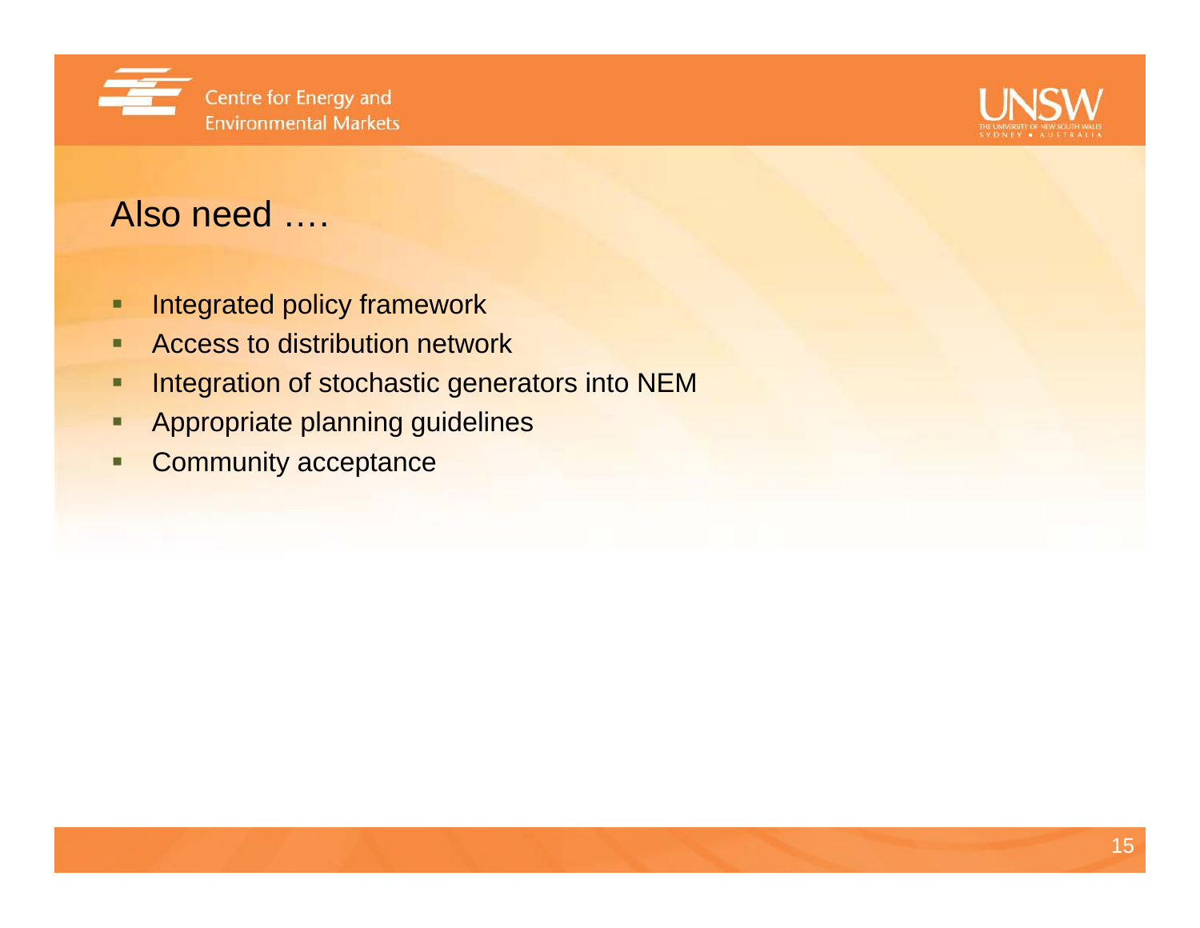## Also need ….

- Integrated policy framework
- Access to distribution network
- Integration of stochastic generators into NEM
- Appropriate planning guidelines
- Community acceptance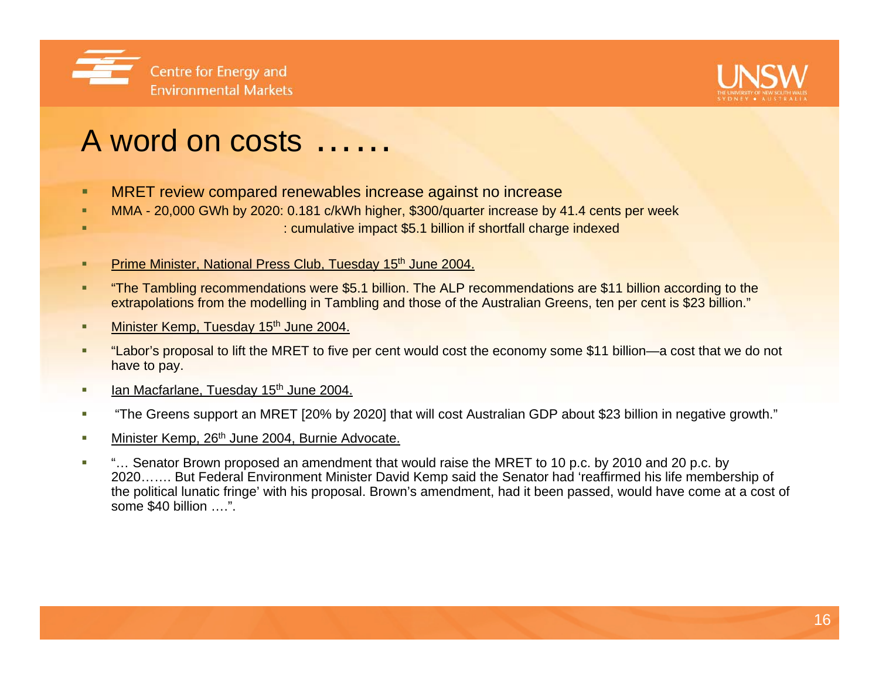# A word on costs ……

- MRET review compared renewables increase against no increase
- MMA - 20,000 GWh by 2020: 0.181 c/kWh higher, $300/quarter increase by 41.4 cents per week
- : cumulative impact $5.1 billion if shortfall charge indexed
- Prime Minister, National Press Club, Tuesday 15th June 2004.
- "The Tambling recommendations were $5.1 billion. The ALP recommendations are $11 billion according to the extrapolations from the modelling in Tambling and those of the Australian Greens, ten per cent is $23 billion."
- Minister Kemp, Tuesday 15th June 2004.
- "Labor's proposal to lift the MRET to five per cent would cost the economy some $11 billion—a cost that we do not have to pay.
- Ian Macfarlane, Tuesday 15th June 2004.
- "The Greens support an MRET [20% by 2020] that will cost Australian GDP about $23 billion in negative growth."
- Minister Kemp, 26th June 2004, Burnie Advocate.
- "… Senator Brown proposed an amendment that would raise the MRET to 10 p.c. by 2010 and 20 p.c. by 2020……. But Federal Environment Minister David Kemp said the Senator had 'reaffirmed his life membership of the political lunatic fringe' with his proposal. Brown's amendment, had it been passed, would have come at a cost of some $40 billion ….".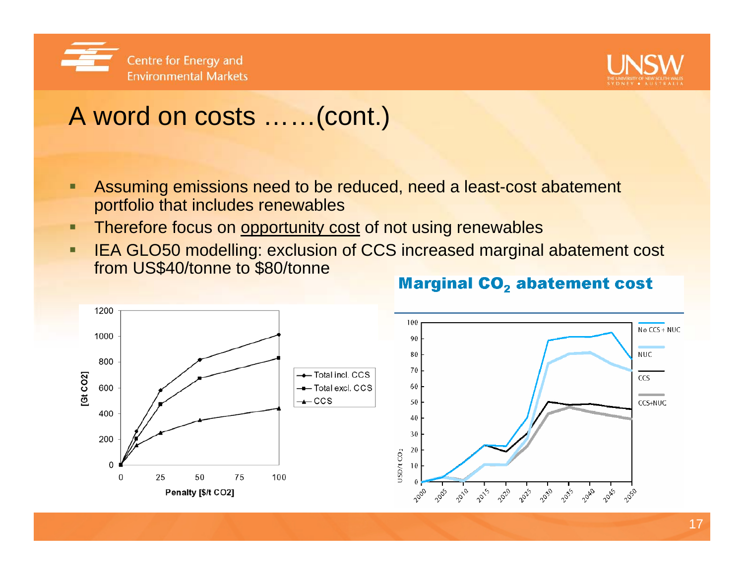# A word on costs ……(cont.)

- Assuming emissions need to be reduced, need a least-cost abatement portfolio that includes renewables
- Therefore focus on opportunity cost of not using renewables
- IEA GLO50 modelling: exclusion of CCS increased marginal abatement cost from US$40/tonne to $80/tonne

**Marginal $CO_2$ abatement cost**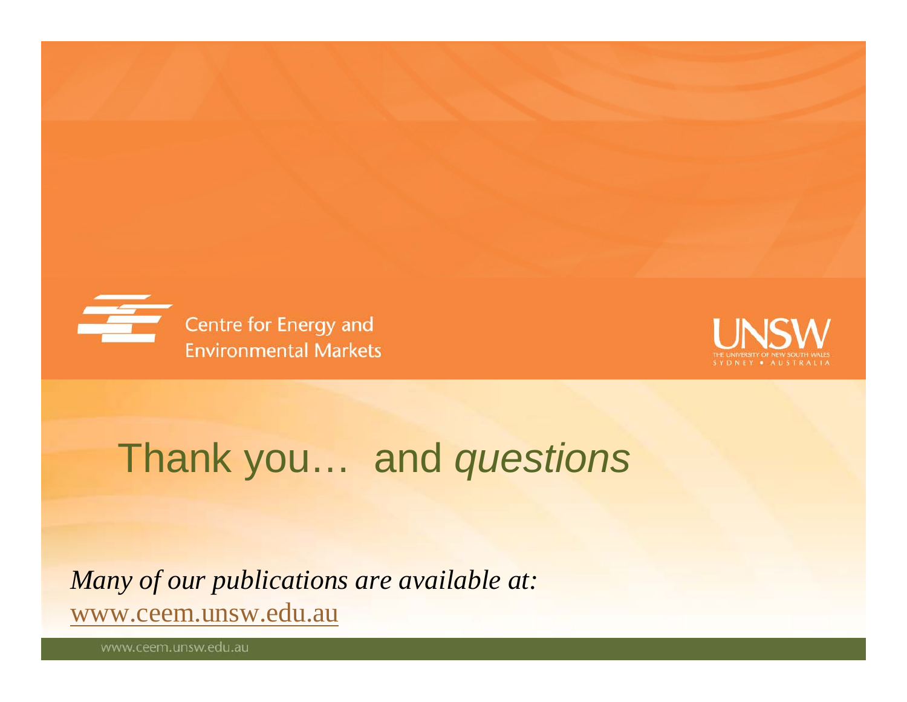Centre for Energy and Environmental Markets

UNSW
THE UNIVERSITY OF NEW SOUTH WALES
SYDNEY • AUSTRALIA

# Thank you… and *questions*

*Many of our publications are available at:*
[www.ceem.unsw.edu.au](http://www.ceem.unsw.edu.au)